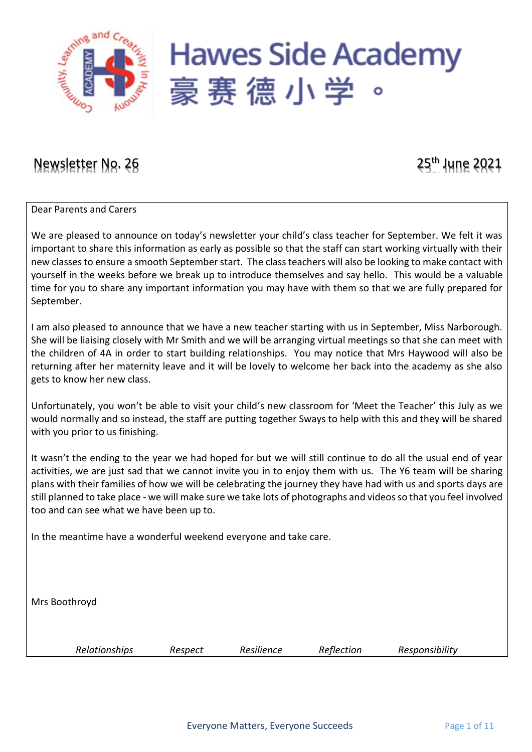# Hawes Side Academy

# 豪赛德小学。

## Newsletter No. 26

25th June 2021

Dear Parents and Carers

We are pleased to announce on today's newsletter your child's class teacher for September. We felt it was important to share this information as early as possible so that the staff can start working virtually with their new classes to ensure a smooth September start. The class teachers will also be looking to make contact with yourself in the weeks before we break up to introduce themselves and say hello. This would be a valuable time for you to share any important information you may have with them so that we are fully prepared for September.

I am also pleased to announce that we have a new teacher starting with us in September, Miss Narborough. She will be liaising closely with Mr Smith and we will be arranging virtual meetings so that she can meet with the children of 4A in order to start building relationships. You may notice that Mrs Haywood will also be returning after her maternity leave and it will be lovely to welcome her back into the academy as she also gets to know her new class.

Unfortunately, you won't be able to visit your child's new classroom for 'Meet the Teacher' this July as we would normally and so instead, the staff are putting together Sways to help with this and they will be shared with you prior to us finishing.

It wasn't the ending to the year we had hoped for but we will still continue to do all the usual end of year activities, we are just sad that we cannot invite you in to enjoy them with us. The Y6 team will be sharing plans with their families of how we will be celebrating the journey they have had with us and sports days are still planned to take place - we will make sure we take lots of photographs and videos so that you feel involved too and can see what we have been up to.

In the meantime have a wonderful weekend everyone and take care.

Mrs Boothroyd

*Relationships* *Respect* *Resilience* *Reflection* *Responsibility*

Everyone Matters, Everyone Succeeds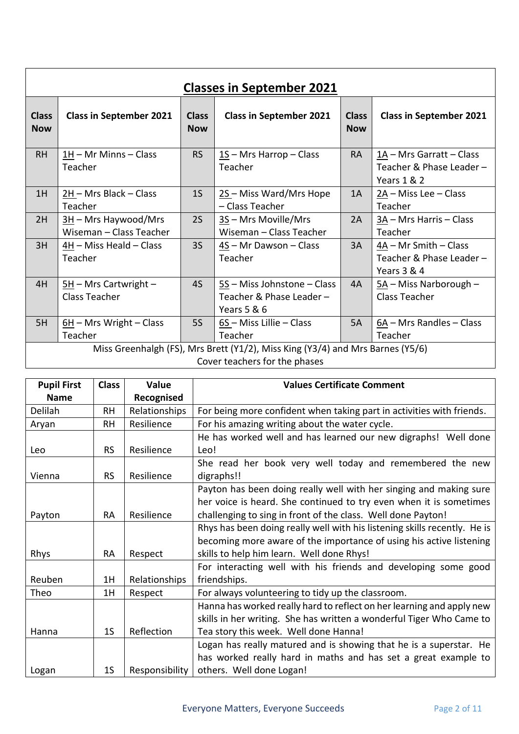## Classes in September 2021

| Class Now | Class in September 2021 | Class Now | Class in September 2021 | Class Now | Class in September 2021 |
|---|---|---|---|---|---|
| RH | 1H – Mr Minns – Class Teacher | RS | 1S – Mrs Harrop – Class Teacher | RA | 1A – Mrs Garratt – Class Teacher & Phase Leader – Years 1 & 2 |
| 1H | 2H – Mrs Black – Class Teacher | 1S | 2S – Miss Ward/Mrs Hope – Class Teacher | 1A | 2A – Miss Lee – Class Teacher |
| 2H | 3H – Mrs Haywood/Mrs Wiseman – Class Teacher | 2S | 3S – Mrs Moville/Mrs Wiseman – Class Teacher | 2A | 3A – Mrs Harris – Class Teacher |
| 3H | 4H – Miss Heald – Class Teacher | 3S | 4S – Mr Dawson – Class Teacher | 3A | 4A – Mr Smith – Class Teacher & Phase Leader – Years 3 & 4 |
| 4H | 5H – Mrs Cartwright – Class Teacher | 4S | 5S – Miss Johnstone – Class Teacher & Phase Leader – Years 5 & 6 | 4A | 5A – Miss Narborough – Class Teacher |
| 5H | 6H – Mrs Wright – Class Teacher | 5S | 6S – Miss Lillie – Class Teacher | 5A | 6A – Mrs Randles – Class Teacher |

Miss Greenhalgh (FS), Mrs Brett (Y1/2), Miss King (Y3/4) and Mrs Barnes (Y5/6)
Cover teachers for the phases

| Pupil First Name | Class | Value Recognised | Values Certificate Comment |
|---|---|---|---|
| Delilah | RH | Relationships | For being more confident when taking part in activities with friends. |
| Aryan | RH | Resilience | For his amazing writing about the water cycle. |
| Leo | RS | Resilience | He has worked well and has learned our new digraphs! Well done Leo! |
| Vienna | RS | Resilience | She read her book very well today and remembered the new digraphs!! |
| Payton | RA | Resilience | Payton has been doing really well with her singing and making sure her voice is heard. She continued to try even when it is sometimes challenging to sing in front of the class. Well done Payton! |
| Rhys | RA | Respect | Rhys has been doing really well with his listening skills recently. He is becoming more aware of the importance of using his active listening skills to help him learn. Well done Rhys! |
| Reuben | 1H | Relationships | For interacting well with his friends and developing some good friendships. |
| Theo | 1H | Respect | For always volunteering to tidy up the classroom. |
| Hanna | 1S | Reflection | Hanna has worked really hard to reflect on her learning and apply new skills in her writing. She has written a wonderful Tiger Who Came to Tea story this week. Well done Hanna! |
| Logan | 1S | Responsibility | Logan has really matured and is showing that he is a superstar. He has worked really hard in maths and has set a great example to others. Well done Logan! |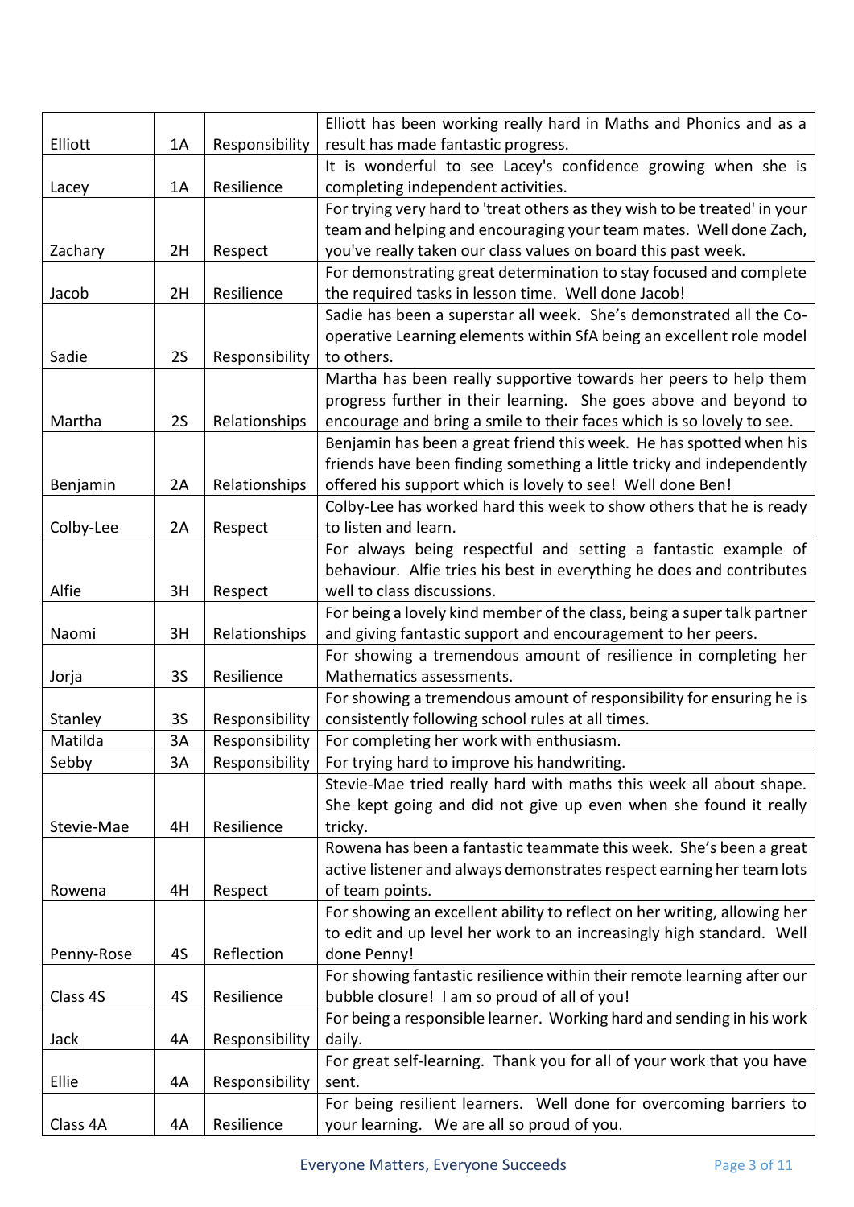| | | | |
|---|---|---|---|
| Elliott | 1A | Responsibility | Elliott has been working really hard in Maths and Phonics and as a result has made fantastic progress. |
| Lacey | 1A | Resilience | It is wonderful to see Lacey's confidence growing when she is completing independent activities. |
| Zachary | 2H | Respect | For trying very hard to 'treat others as they wish to be treated' in your team and helping and encouraging your team mates. Well done Zach, you've really taken our class values on board this past week. |
| Jacob | 2H | Resilience | For demonstrating great determination to stay focused and complete the required tasks in lesson time. Well done Jacob! |
| Sadie | 2S | Responsibility | Sadie has been a superstar all week. She's demonstrated all the Co-operative Learning elements within SfA being an excellent role model to others. |
| Martha | 2S | Relationships | Martha has been really supportive towards her peers to help them progress further in their learning. She goes above and beyond to encourage and bring a smile to their faces which is so lovely to see. |
| Benjamin | 2A | Relationships | Benjamin has been a great friend this week. He has spotted when his friends have been finding something a little tricky and independently offered his support which is lovely to see! Well done Ben! |
| Colby-Lee | 2A | Respect | Colby-Lee has worked hard this week to show others that he is ready to listen and learn. |
| Alfie | 3H | Respect | For always being respectful and setting a fantastic example of behaviour. Alfie tries his best in everything he does and contributes well to class discussions. |
| Naomi | 3H | Relationships | For being a lovely kind member of the class, being a super talk partner and giving fantastic support and encouragement to her peers. |
| Jorja | 3S | Resilience | For showing a tremendous amount of resilience in completing her Mathematics assessments. |
| Stanley | 3S | Responsibility | For showing a tremendous amount of responsibility for ensuring he is consistently following school rules at all times. |
| Matilda | 3A | Responsibility | For completing her work with enthusiasm. |
| Sebby | 3A | Responsibility | For trying hard to improve his handwriting. |
| Stevie-Mae | 4H | Resilience | Stevie-Mae tried really hard with maths this week all about shape. She kept going and did not give up even when she found it really tricky. |
| Rowena | 4H | Respect | Rowena has been a fantastic teammate this week. She's been a great active listener and always demonstrates respect earning her team lots of team points. |
| Penny-Rose | 4S | Reflection | For showing an excellent ability to reflect on her writing, allowing her to edit and up level her work to an increasingly high standard. Well done Penny! |
| Class 4S | 4S | Resilience | For showing fantastic resilience within their remote learning after our bubble closure! I am so proud of all of you! |
| Jack | 4A | Responsibility | For being a responsible learner. Working hard and sending in his work daily. |
| Ellie | 4A | Responsibility | For great self-learning. Thank you for all of your work that you have sent. |
| Class 4A | 4A | Resilience | For being resilient learners. Well done for overcoming barriers to your learning. We are all so proud of you. |

Everyone Matters, Everyone Succeeds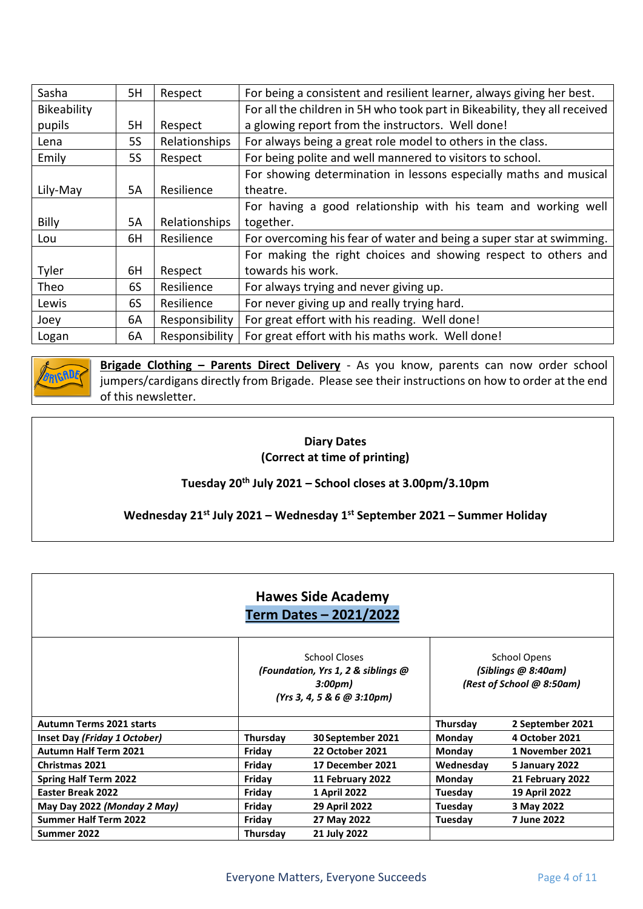| | | | |
|---|---|---|---|
| Sasha | 5H | Respect | For being a consistent and resilient learner, always giving her best. |
| Bikeability pupils | 5H | Respect | For all the children in 5H who took part in Bikeability, they all received a glowing report from the instructors. Well done! |
| Lena | 5S | Relationships | For always being a great role model to others in the class. |
| Emily | 5S | Respect | For being polite and well mannered to visitors to school. |
| Lily-May | 5A | Resilience | For showing determination in lessons especially maths and musical theatre. |
| Billy | 5A | Relationships | For having a good relationship with his team and working well together. |
| Lou | 6H | Resilience | For overcoming his fear of water and being a super star at swimming. |
| Tyler | 6H | Respect | For making the right choices and showing respect to others and towards his work. |
| Theo | 6S | Resilience | For always trying and never giving up. |
| Lewis | 6S | Resilience | For never giving up and really trying hard. |
| Joey | 6A | Responsibility | For great effort with his reading. Well done! |
| Logan | 6A | Responsibility | For great effort with his maths work. Well done! |

**Brigade Clothing – Parents Direct Delivery** - As you know, parents can now order school jumpers/cardigans directly from Brigade. Please see their instructions on how to order at the end of this newsletter.

**Diary Dates**
**(Correct at time of printing)**

**Tuesday 20th July 2021 – School closes at 3.00pm/3.10pm**

**Wednesday 21st July 2021 – Wednesday 1st September 2021 – Summer Holiday**

## Hawes Side Academy
## Term Dates – 2021/2022

| | School Closes *(Foundation, Yrs 1, 2 & siblings @ 3:00pm) (Yrs 3, 4, 5 & 6 @ 3:10pm)* | | School Opens *(Siblings @ 8:40am) (Rest of School @ 8:50am)* | |
|---|---|---|---|---|
| **Autumn Terms 2021 starts** | | | **Thursday** | **2 September 2021** |
| **Inset Day *(Friday 1 October)*** | **Thursday** | **30 September 2021** | **Monday** | **4 October 2021** |
| **Autumn Half Term 2021** | **Friday** | **22 October 2021** | **Monday** | **1 November 2021** |
| **Christmas 2021** | **Friday** | **17 December 2021** | **Wednesday** | **5 January 2022** |
| **Spring Half Term 2022** | **Friday** | **11 February 2022** | **Monday** | **21 February 2022** |
| **Easter Break 2022** | **Friday** | **1 April 2022** | **Tuesday** | **19 April 2022** |
| **May Day 2022 *(Monday 2 May)*** | **Friday** | **29 April 2022** | **Tuesday** | **3 May 2022** |
| **Summer Half Term 2022** | **Friday** | **27 May 2022** | **Tuesday** | **7 June 2022** |
| **Summer 2022** | **Thursday** | **21 July 2022** | | |

Everyone Matters, Everyone Succeeds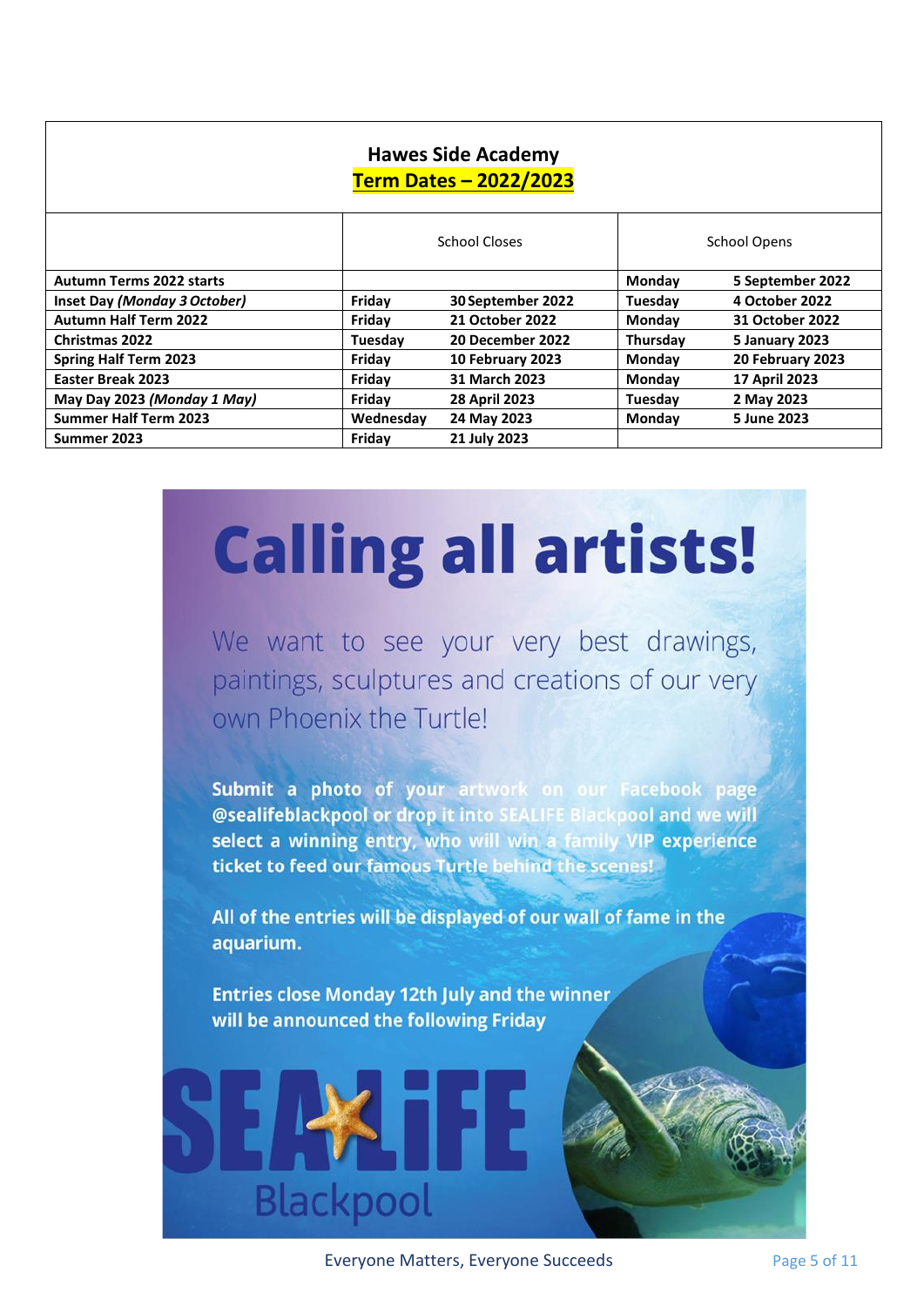# Hawes Side Academy

## Term Dates – 2022/2023

| | School Closes | | School Opens | |
|---|---|---|---|---|
| **Autumn Terms 2022 starts** | | | **Monday** | **5 September 2022** |
| **Inset Day *(Monday 3 October)*** | **Friday** | **30 September 2022** | **Tuesday** | **4 October 2022** |
| **Autumn Half Term 2022** | **Friday** | **21 October 2022** | **Monday** | **31 October 2022** |
| **Christmas 2022** | **Tuesday** | **20 December 2022** | **Thursday** | **5 January 2023** |
| **Spring Half Term 2023** | **Friday** | **10 February 2023** | **Monday** | **20 February 2023** |
| **Easter Break 2023** | **Friday** | **31 March 2023** | **Monday** | **17 April 2023** |
| **May Day 2023 *(Monday 1 May)*** | **Friday** | **28 April 2023** | **Tuesday** | **2 May 2023** |
| **Summer Half Term 2023** | **Wednesday** | **24 May 2023** | **Monday** | **5 June 2023** |
| **Summer 2023** | **Friday** | **21 July 2023** | | |

# Calling all artists!

We want to see your very best drawings, paintings, sculptures and creations of our very own Phoenix the Turtle!

**Submit a photo of your artwork on our Facebook page @sealifeblackpool or drop it into SEALIFE Blackpool and we will select a winning entry, who will win a family VIP experience ticket to feed our famous Turtle behind the scenes!**

**All of the entries will be displayed of our wall of fame in the aquarium.**

**Entries close Monday 12th July and the winner will be announced the following Friday**

SEA LIFE Blackpool

Everyone Matters, Everyone Succeeds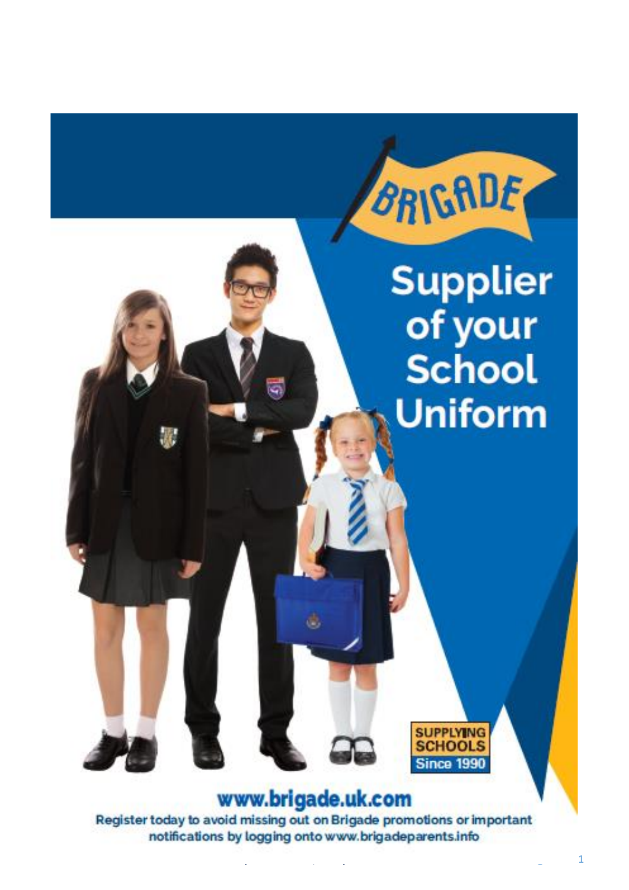BRIGADE

# Supplier of your School Uniform

SUPPLYING SCHOOLS Since 1990

**www.brigade.uk.com**

**Register today to avoid missing out on Brigade promotions or important notifications by logging onto www.brigadeparents.info**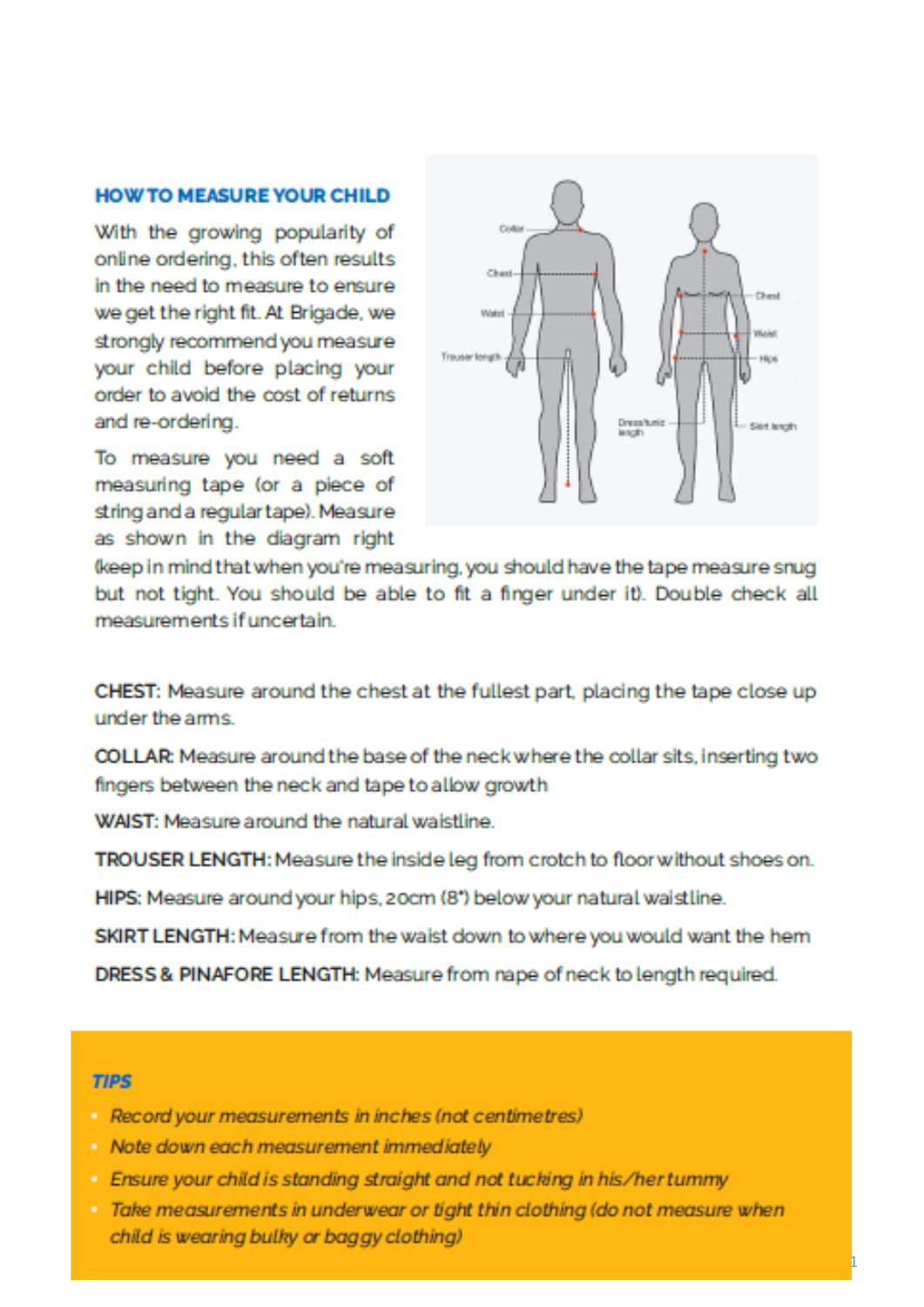## HOW TO MEASURE YOUR CHILD

With the growing popularity of online ordering, this often results in the need to measure to ensure we get the right fit. At Brigade, we strongly recommend you measure your child before placing your order to avoid the cost of returns and re-ordering.

To measure you need a soft measuring tape (or a piece of string and a regular tape). Measure as shown in the diagram right (keep in mind that when you're measuring, you should have the tape measure snug but not tight. You should be able to fit a finger under it). Double check all measurements if uncertain.

**CHEST:** Measure around the chest at the fullest part, placing the tape close up under the arms.

**COLLAR:** Measure around the base of the neck where the collar sits, inserting two fingers between the neck and tape to allow growth

**WAIST:** Measure around the natural waistline.

**TROUSER LENGTH:** Measure the inside leg from crotch to floor without shoes on.

**HIPS:** Measure around your hips, 20cm (8") below your natural waistline.

**SKIRT LENGTH:** Measure from the waist down to where you would want the hem

**DRESS & PINAFORE LENGTH:** Measure from nape of neck to length required.

### *TIPS*

- *Record your measurements in inches (not centimetres)*
- *Note down each measurement immediately*
- *Ensure your child is standing straight and not tucking in his/her tummy*
- *Take measurements in underwear or tight thin clothing (do not measure when child is wearing bulky or baggy clothing)*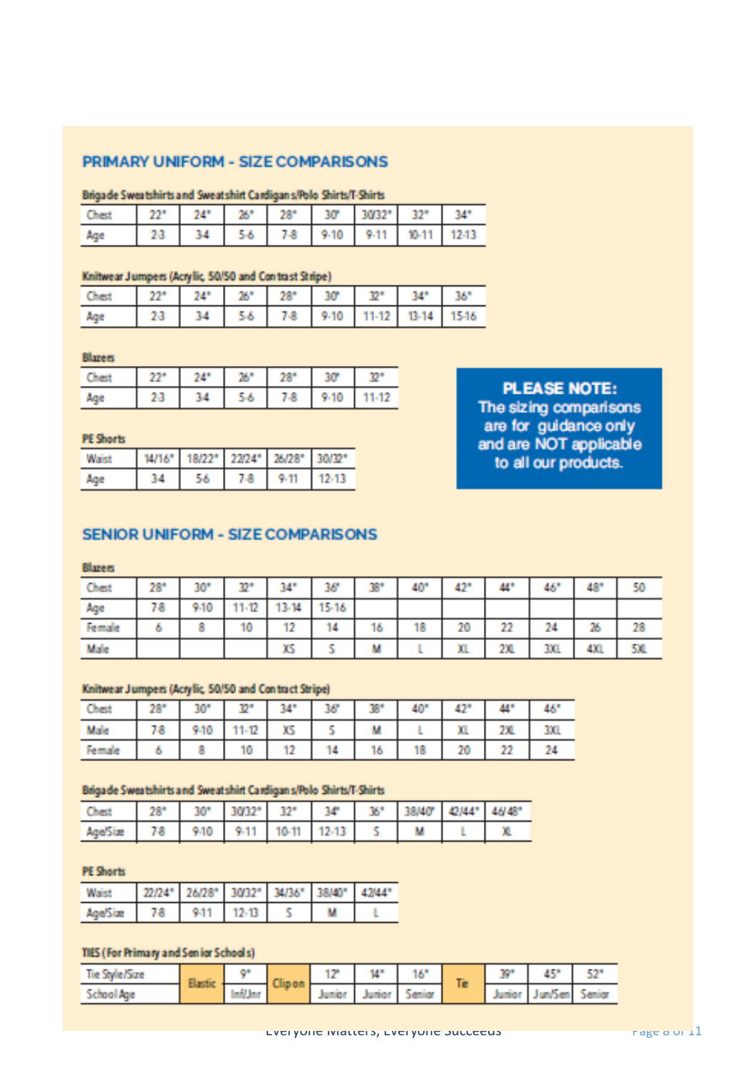## PRIMARY UNIFORM - SIZE COMPARISONS

**Brigade Sweatshirts and Sweatshirt Cardigans/Polo Shirts/T-Shirts**

| Chest | 22" | 24" | 26" | 28" | 30" | 30/32" | 32" | 34" |
|---|---|---|---|---|---|---|---|---|
| Age | 2-3 | 3-4 | 5-6 | 7-8 | 9-10 | 9-11 | 10-11 | 12-13 |

**Knitwear Jumpers (Acrylic, 50/50 and Contrast Stripe)**

| Chest | 22" | 24" | 26" | 28" | 30" | 32" | 34" | 36" |
|---|---|---|---|---|---|---|---|---|
| Age | 2-3 | 3-4 | 5-6 | 7-8 | 9-10 | 11-12 | 13-14 | 15-16 |

**Blazers**

| Chest | 22" | 24" | 26" | 28" | 30" | 32" |
|---|---|---|---|---|---|---|
| Age | 2-3 | 3-4 | 5-6 | 7-8 | 9-10 | 11-12 |

**PE Shorts**

| Waist | 14/16" | 18/22" | 22/24" | 26/28" | 30/32" |
|---|---|---|---|---|---|
| Age | 3-4 | 5-6 | 7-8 | 9-11 | 12-13 |

**PLEASE NOTE:** The sizing comparisons are for guidance only and are NOT applicable to all our products.

## SENIOR UNIFORM - SIZE COMPARISONS

**Blazers**

| Chest | 28" | 30" | 32" | 34" | 36" | 38" | 40" | 42" | 44" | 46" | 48" | 50 |
|---|---|---|---|---|---|---|---|---|---|---|---|---|
| Age | 7-8 | 9-10 | 11-12 | 13-14 | 15-16 | | | | | | | |
| Female | 6 | 8 | 10 | 12 | 14 | 16 | 18 | 20 | 22 | 24 | 26 | 28 |
| Male | | | | XS | S | M | L | XL | 2XL | 3XL | 4XL | 5XL |

**Knitwear Jumpers (Acrylic, 50/50 and Contrast Stripe)**

| Chest | 28" | 30" | 32" | 34" | 36" | 38" | 40" | 42" | 44" | 46" |
|---|---|---|---|---|---|---|---|---|---|---|
| Male | 7-8 | 9-10 | 11-12 | XS | S | M | L | XL | 2XL | 3XL |
| Female | 6 | 8 | 10 | 12 | 14 | 16 | 18 | 20 | 22 | 24 |

**Brigade Sweatshirts and Sweatshirt Cardigans/Polo Shirts/T-Shirts**

| Chest | 28" | 30" | 30/32" | 32" | 34" | 36" | 38/40" | 42/44" | 46/48" |
|---|---|---|---|---|---|---|---|---|---|
| Age/Size | 7-8 | 9-10 | 9-11 | 10-11 | 12-13 | S | M | L | XL |

**PE Shorts**

| Waist | 22/24" | 26/28" | 30/32" | 34/36" | 38/40" | 42/44" |
|---|---|---|---|---|---|---|
| Age/Size | 7-8 | 9-11 | 12-13 | S | M | L |

**TIES (For Primary and Senior Schools)**

| Tie Style/Size | Elastic | 9" | Clip on | 12" | 14" | 16" | Tie | 39" | 45" | 52" |
|---|---|---|---|---|---|---|---|---|---|---|
| School Age | | Inf/Jnr | | Junior | Junior | Senior | | Junior | Jun/Sen | Senior |

Everyone Matters, Everyone Succeeds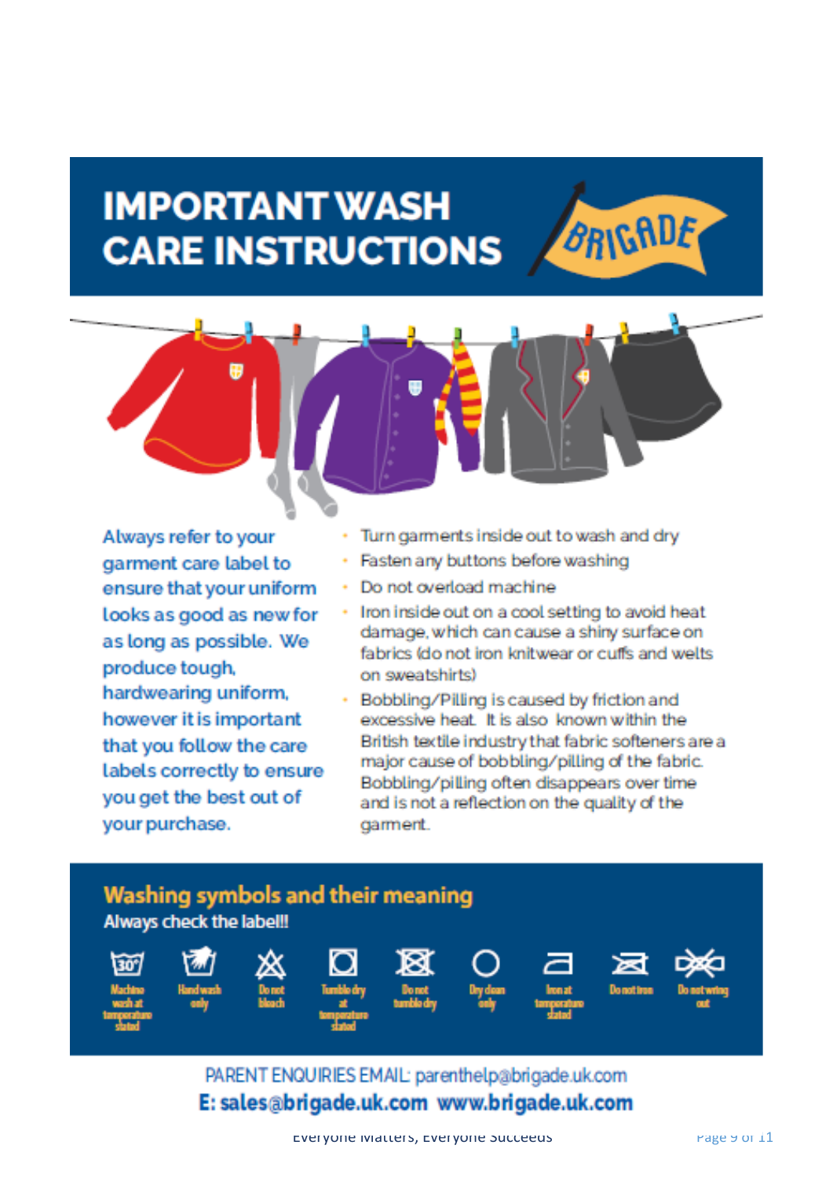# IMPORTANT WASH CARE INSTRUCTIONS

Always refer to your garment care label to ensure that your uniform looks as good as new for as long as possible. We produce tough, hardwearing uniform, however it is important that you follow the care labels correctly to ensure you get the best out of your purchase.

- Turn garments inside out to wash and dry
- Fasten any buttons before washing
- Do not overload machine
- Iron inside out on a cool setting to avoid heat damage, which can cause a shiny surface on fabrics (do not iron knitwear or cuffs and welts on sweatshirts)
- Bobbling/Pilling is caused by friction and excessive heat. It is also known within the British textile industry that fabric softeners are a major cause of bobbling/pilling of the fabric. Bobbling/pilling often disappears over time and is not a reflection on the quality of the garment.

## Washing symbols and their meaning

**Always check the label!!**

- Machine wash at temperature stated
- Hand wash only
- Do not bleach
- Tumble dry at temperature stated
- Do not tumble dry
- Dry clean only
- Iron at temperature stated
- Do not iron
- Do not wring out

PARENT ENQUIRIES EMAIL: parenthelp@brigade.uk.com

**E: sales@brigade.uk.com www.brigade.uk.com**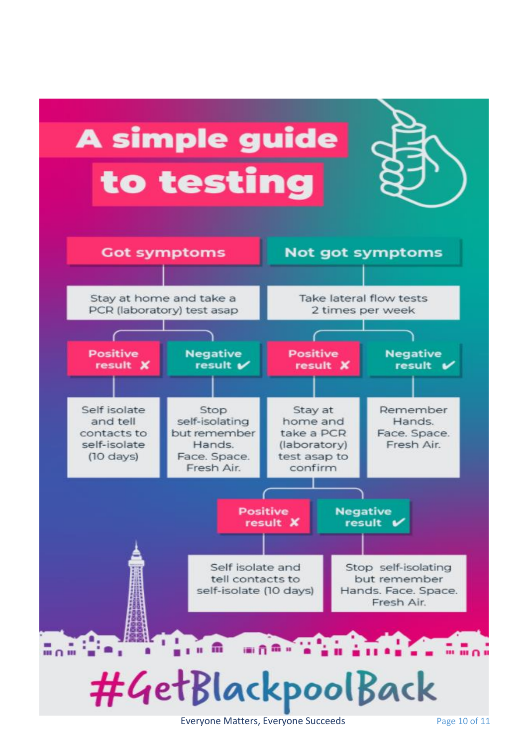# A simple guide to testing

## Got symptoms

Stay at home and take a PCR (laboratory) test asap

- **Positive result ✗**
  - Self isolate and tell contacts to self-isolate (10 days)
- **Negative result ✓**
  - Stop self-isolating but remember Hands. Face. Space. Fresh Air.

## Not got symptoms

Take lateral flow tests 2 times per week

- **Positive result ✗**
  - Stay at home and take a PCR (laboratory) test asap to confirm
    - **Positive result ✗**
      - Self isolate and tell contacts to self-isolate (10 days)
    - **Negative result ✓**
      - Stop self-isolating but remember Hands. Face. Space. Fresh Air.
- **Negative result ✓**
  - Remember Hands. Face. Space. Fresh Air.

#GetBlackpoolBack

Everyone Matters, Everyone Succeeds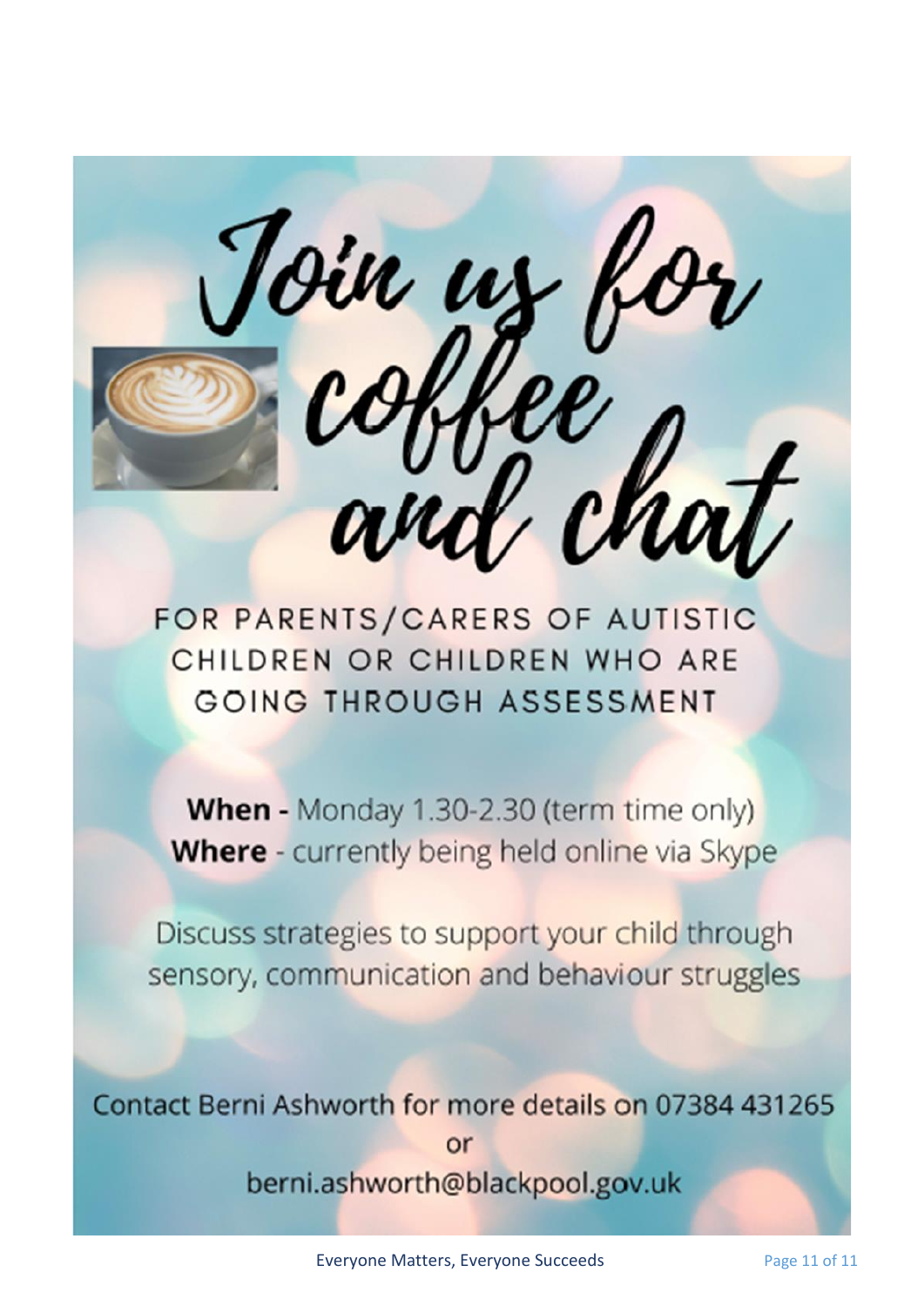# Join us for coffee and chat

FOR PARENTS/CARERS OF AUTISTIC CHILDREN OR CHILDREN WHO ARE GOING THROUGH ASSESSMENT

**When -** Monday 1.30-2.30 (term time only)
**Where** - currently being held online via Skype

Discuss strategies to support your child through sensory, communication and behaviour struggles

Contact Berni Ashworth for more details on 07384 431265
or
berni.ashworth@blackpool.gov.uk

Everyone Matters, Everyone Succeeds